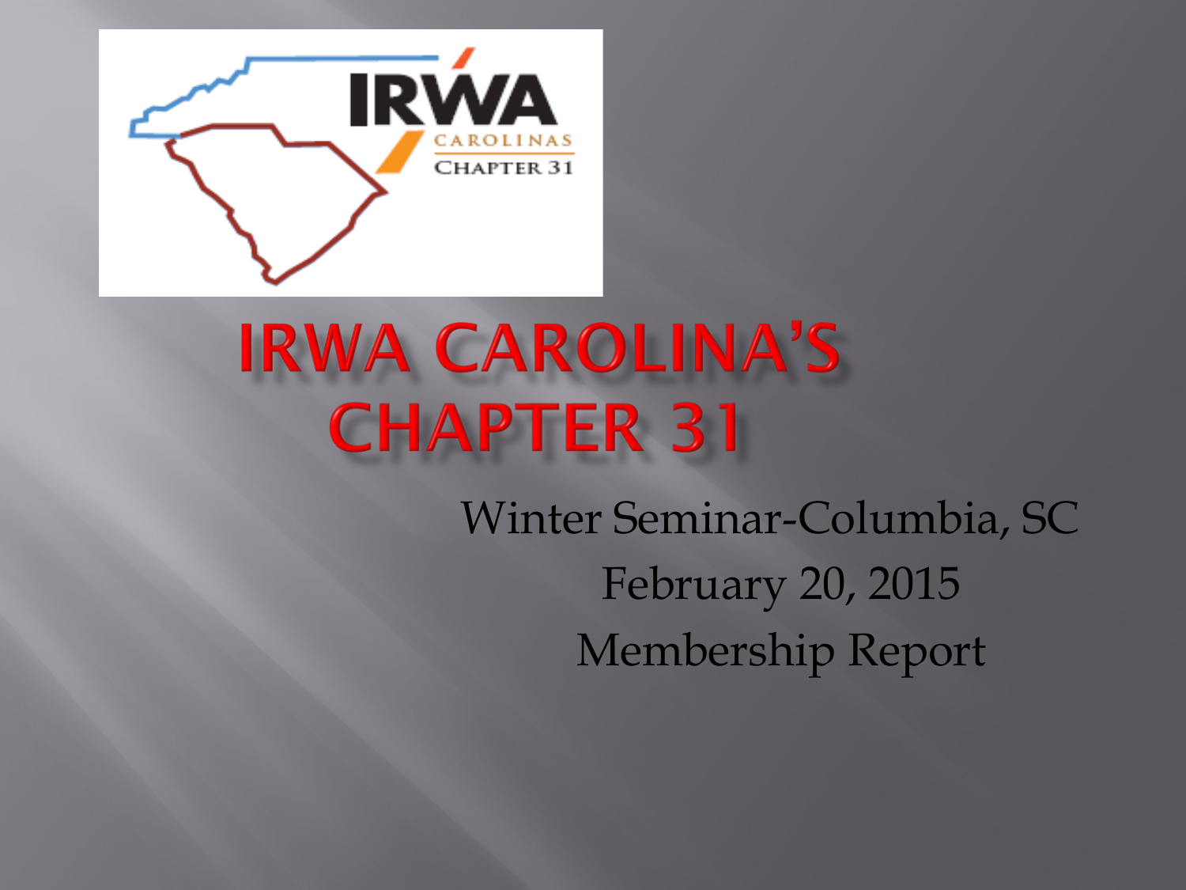# IRWA CAROLINA'S CHAPTER 31

Winter Seminar-Columbia, SC

February 20, 2015

Membership Report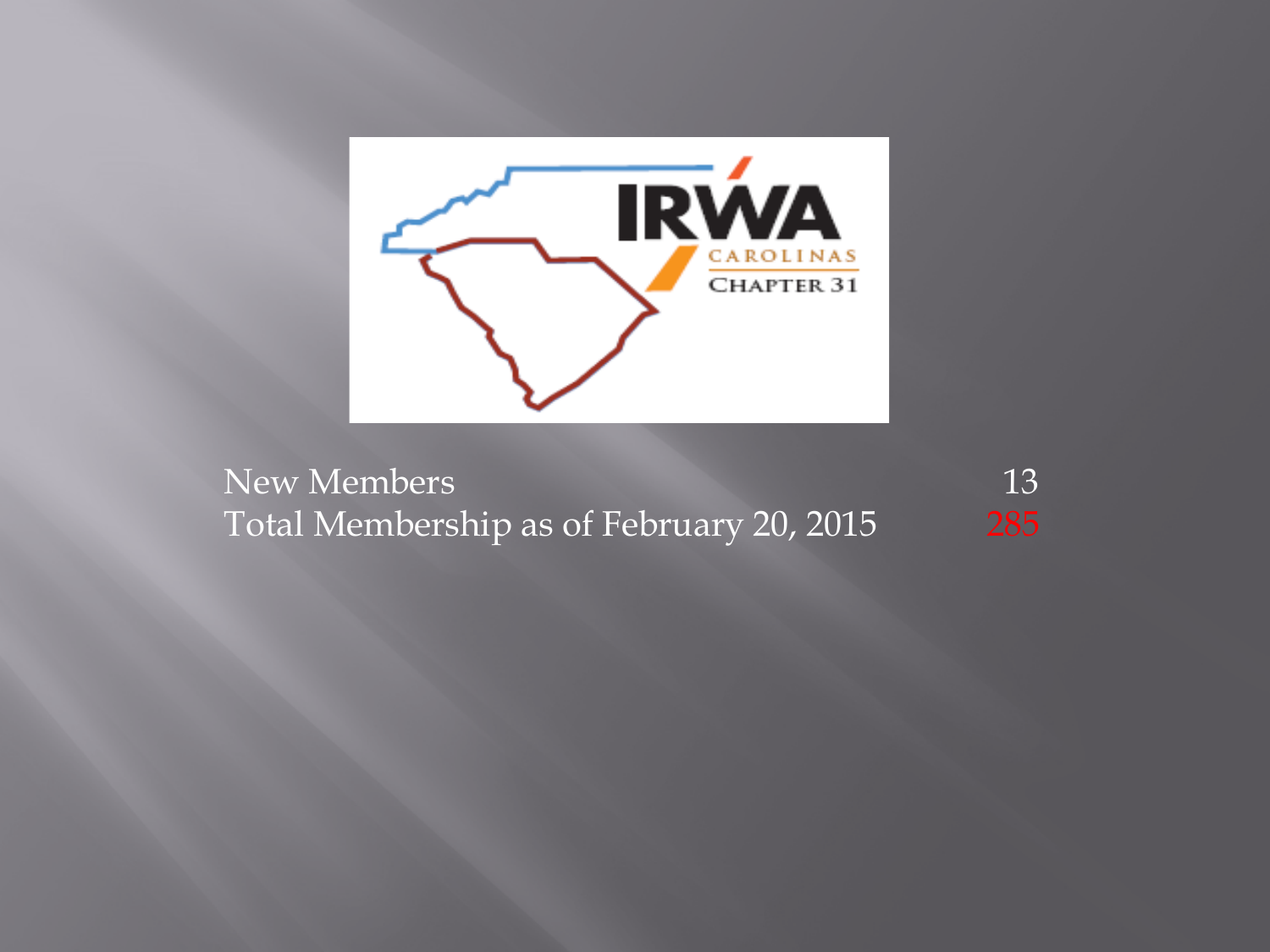| | |
|---|---|
| New Members | 13 |
| Total Membership as of February 20, 2015 | 285 |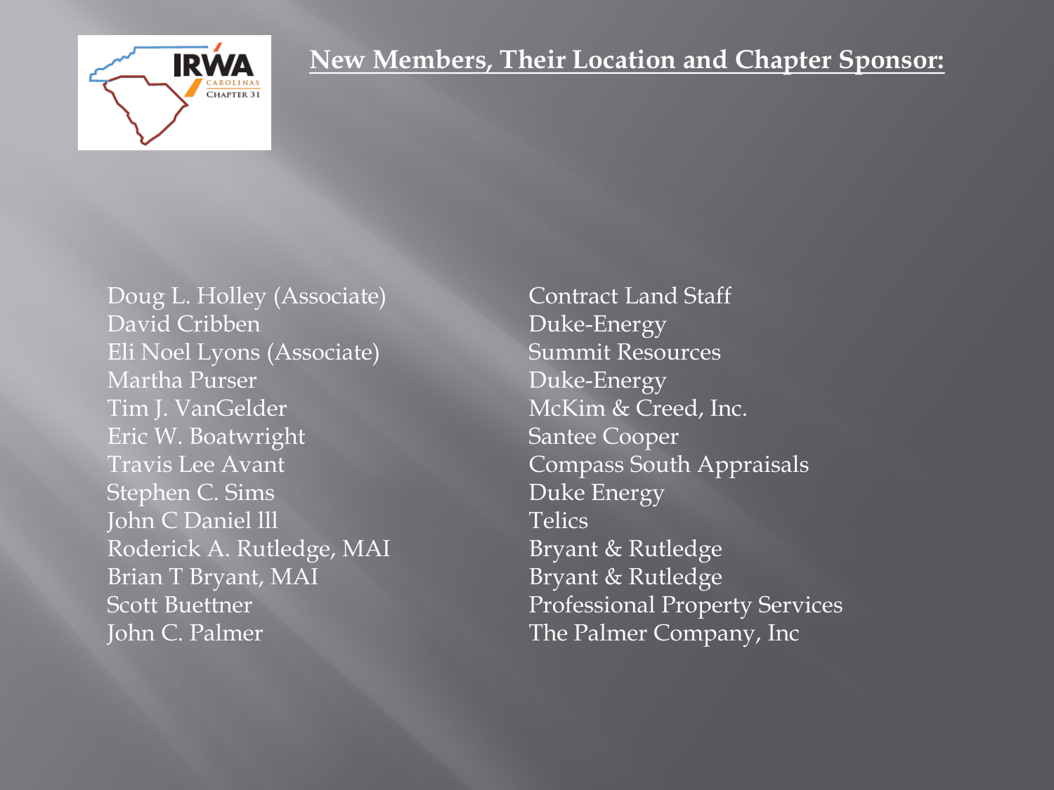## New Members, Their Location and Chapter Sponsor:

| | |
|---|---|
| Doug L. Holley (Associate) | Contract Land Staff |
| David Cribben | Duke-Energy |
| Eli Noel Lyons (Associate) | Summit Resources |
| Martha Purser | Duke-Energy |
| Tim J. VanGelder | McKim & Creed, Inc. |
| Eric W. Boatwright | Santee Cooper |
| Travis Lee Avant | Compass South Appraisals |
| Stephen C. Sims | Duke Energy |
| John C Daniel lll | Telics |
| Roderick A. Rutledge, MAI | Bryant & Rutledge |
| Brian T Bryant, MAI | Bryant & Rutledge |
| Scott Buettner | Professional Property Services |
| John C. Palmer | The Palmer Company, Inc |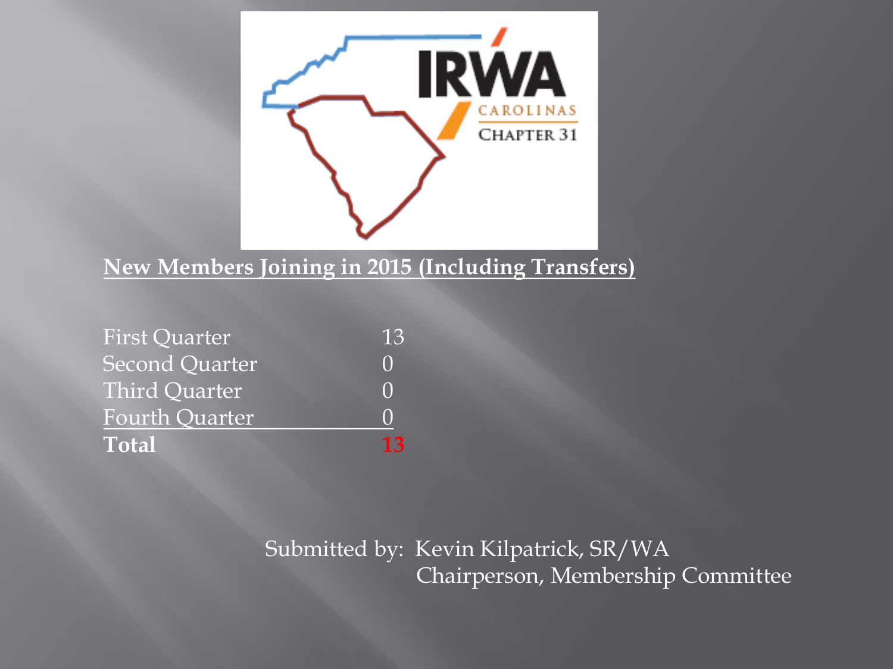## New Members Joining in 2015 (Including Transfers)

| | |
|---|---|
| First Quarter | 13 |
| Second Quarter | 0 |
| Third Quarter | 0 |
| Fourth Quarter | 0 |
| **Total** | **13** |

Submitted by: Kevin Kilpatrick, SR/WA
Chairperson, Membership Committee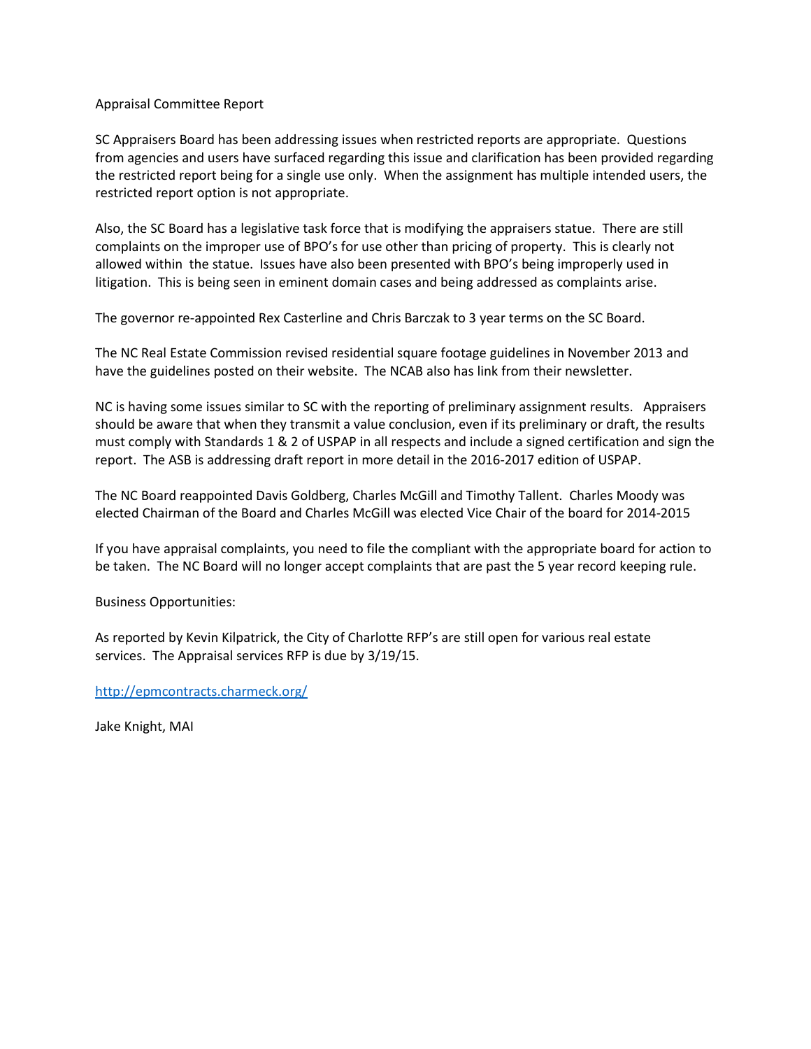Appraisal Committee Report

SC Appraisers Board has been addressing issues when restricted reports are appropriate. Questions from agencies and users have surfaced regarding this issue and clarification has been provided regarding the restricted report being for a single use only. When the assignment has multiple intended users, the restricted report option is not appropriate.

Also, the SC Board has a legislative task force that is modifying the appraisers statue. There are still complaints on the improper use of BPO's for use other than pricing of property. This is clearly not allowed within the statue. Issues have also been presented with BPO's being improperly used in litigation. This is being seen in eminent domain cases and being addressed as complaints arise.

The governor re-appointed Rex Casterline and Chris Barczak to 3 year terms on the SC Board.

The NC Real Estate Commission revised residential square footage guidelines in November 2013 and have the guidelines posted on their website. The NCAB also has link from their newsletter.

NC is having some issues similar to SC with the reporting of preliminary assignment results. Appraisers should be aware that when they transmit a value conclusion, even if its preliminary or draft, the results must comply with Standards 1 & 2 of USPAP in all respects and include a signed certification and sign the report. The ASB is addressing draft report in more detail in the 2016-2017 edition of USPAP.

The NC Board reappointed Davis Goldberg, Charles McGill and Timothy Tallent. Charles Moody was elected Chairman of the Board and Charles McGill was elected Vice Chair of the board for 2014-2015

If you have appraisal complaints, you need to file the compliant with the appropriate board for action to be taken. The NC Board will no longer accept complaints that are past the 5 year record keeping rule.

Business Opportunities:

As reported by Kevin Kilpatrick, the City of Charlotte RFP's are still open for various real estate services. The Appraisal services RFP is due by 3/19/15.

[http://epmcontracts.charmeck.org/](http://epmcontracts.charmeck.org/)

Jake Knight, MAI